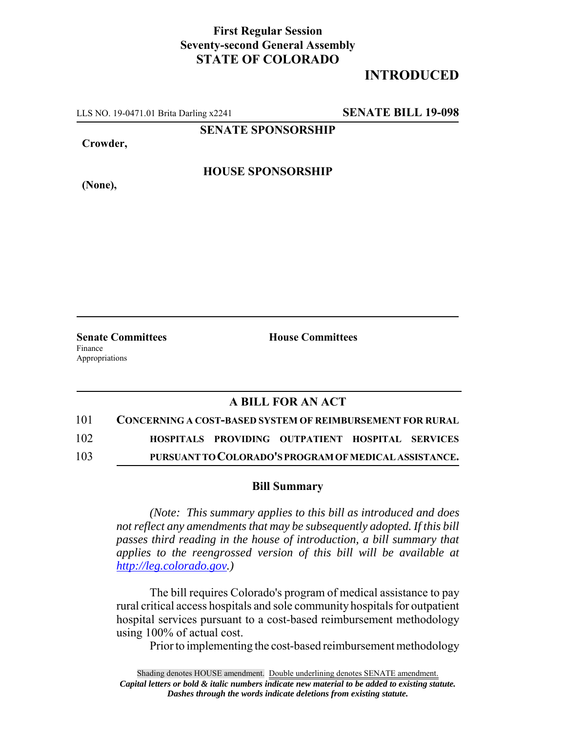**First Regular Session**
**Seventy-second General Assembly**
**STATE OF COLORADO**

**INTRODUCED**

LLS NO. 19-0471.01 Brita Darling x2241 **SENATE BILL 19-098**

**SENATE SPONSORSHIP**

**Crowder,**

**HOUSE SPONSORSHIP**

**(None),**

**Senate Committees**
Finance
Appropriations

**House Committees**

## A BILL FOR AN ACT

101 **CONCERNING A COST-BASED SYSTEM OF REIMBURSEMENT FOR RURAL**
102 **HOSPITALS PROVIDING OUTPATIENT HOSPITAL SERVICES**
103 **PURSUANT TO COLORADO'S PROGRAM OF MEDICAL ASSISTANCE.**

### Bill Summary

*(Note: This summary applies to this bill as introduced and does not reflect any amendments that may be subsequently adopted. If this bill passes third reading in the house of introduction, a bill summary that applies to the reengrossed version of this bill will be available at http://leg.colorado.gov.)*

The bill requires Colorado's program of medical assistance to pay rural critical access hospitals and sole community hospitals for outpatient hospital services pursuant to a cost-based reimbursement methodology using 100% of actual cost.

Prior to implementing the cost-based reimbursement methodology

Shading denotes HOUSE amendment. Double underlining denotes SENATE amendment.
*Capital letters or bold & italic numbers indicate new material to be added to existing statute.*
*Dashes through the words indicate deletions from existing statute.*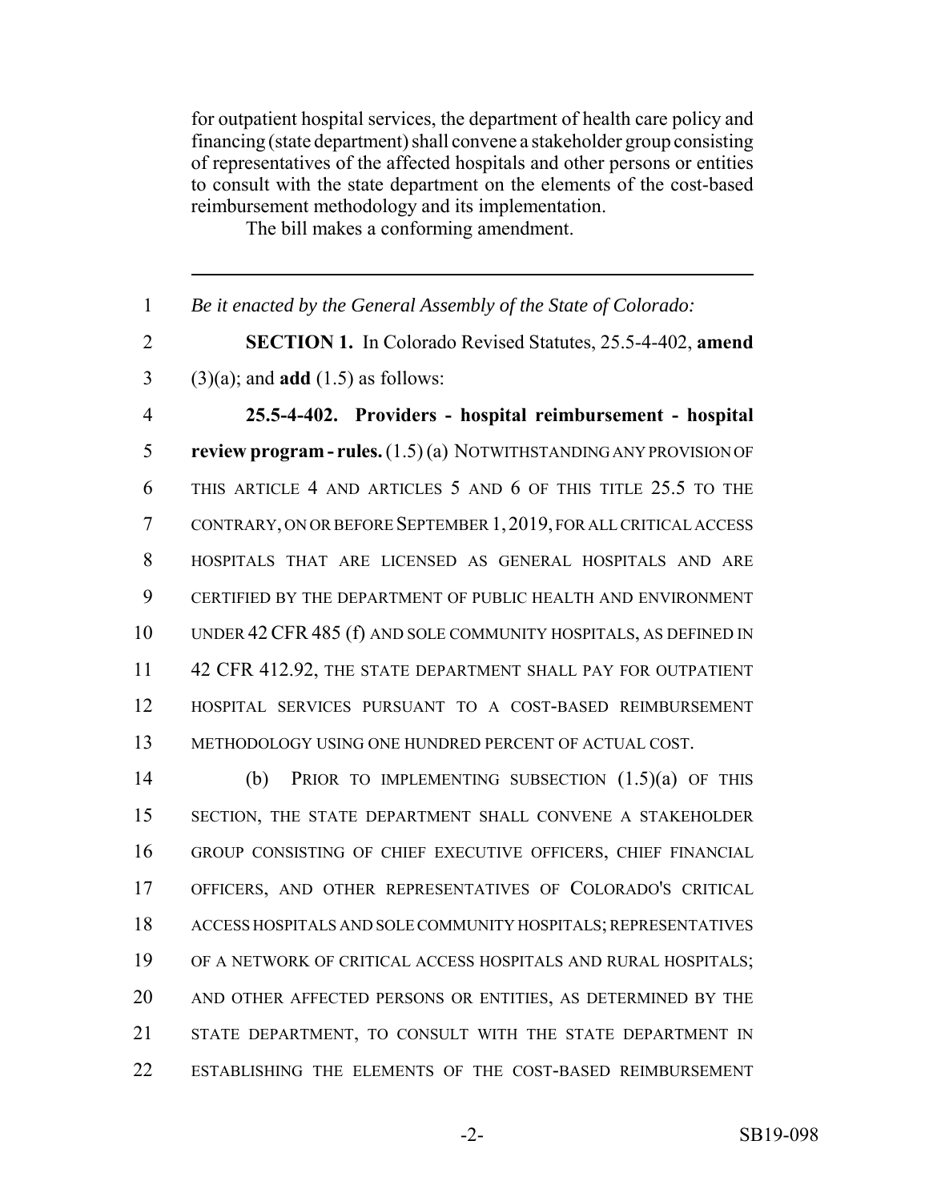for outpatient hospital services, the department of health care policy and financing (state department) shall convene a stakeholder group consisting of representatives of the affected hospitals and other persons or entities to consult with the state department on the elements of the cost-based reimbursement methodology and its implementation.

The bill makes a conforming amendment.

---

1 *Be it enacted by the General Assembly of the State of Colorado:*

2 **SECTION 1.** In Colorado Revised Statutes, 25.5-4-402, **amend**
3 (3)(a); and **add** (1.5) as follows:

4 **25.5-4-402. Providers - hospital reimbursement - hospital**
5 **review program - rules.** (1.5) (a) NOTWITHSTANDING ANY PROVISION OF
6 THIS ARTICLE 4 AND ARTICLES 5 AND 6 OF THIS TITLE 25.5 TO THE
7 CONTRARY, ON OR BEFORE SEPTEMBER 1, 2019, FOR ALL CRITICAL ACCESS
8 HOSPITALS THAT ARE LICENSED AS GENERAL HOSPITALS AND ARE
9 CERTIFIED BY THE DEPARTMENT OF PUBLIC HEALTH AND ENVIRONMENT
10 UNDER 42 CFR 485 (f) AND SOLE COMMUNITY HOSPITALS, AS DEFINED IN
11 42 CFR 412.92, THE STATE DEPARTMENT SHALL PAY FOR OUTPATIENT
12 HOSPITAL SERVICES PURSUANT TO A COST-BASED REIMBURSEMENT
13 METHODOLOGY USING ONE HUNDRED PERCENT OF ACTUAL COST.

14 (b) PRIOR TO IMPLEMENTING SUBSECTION (1.5)(a) OF THIS
15 SECTION, THE STATE DEPARTMENT SHALL CONVENE A STAKEHOLDER
16 GROUP CONSISTING OF CHIEF EXECUTIVE OFFICERS, CHIEF FINANCIAL
17 OFFICERS, AND OTHER REPRESENTATIVES OF COLORADO'S CRITICAL
18 ACCESS HOSPITALS AND SOLE COMMUNITY HOSPITALS; REPRESENTATIVES
19 OF A NETWORK OF CRITICAL ACCESS HOSPITALS AND RURAL HOSPITALS;
20 AND OTHER AFFECTED PERSONS OR ENTITIES, AS DETERMINED BY THE
21 STATE DEPARTMENT, TO CONSULT WITH THE STATE DEPARTMENT IN
22 ESTABLISHING THE ELEMENTS OF THE COST-BASED REIMBURSEMENT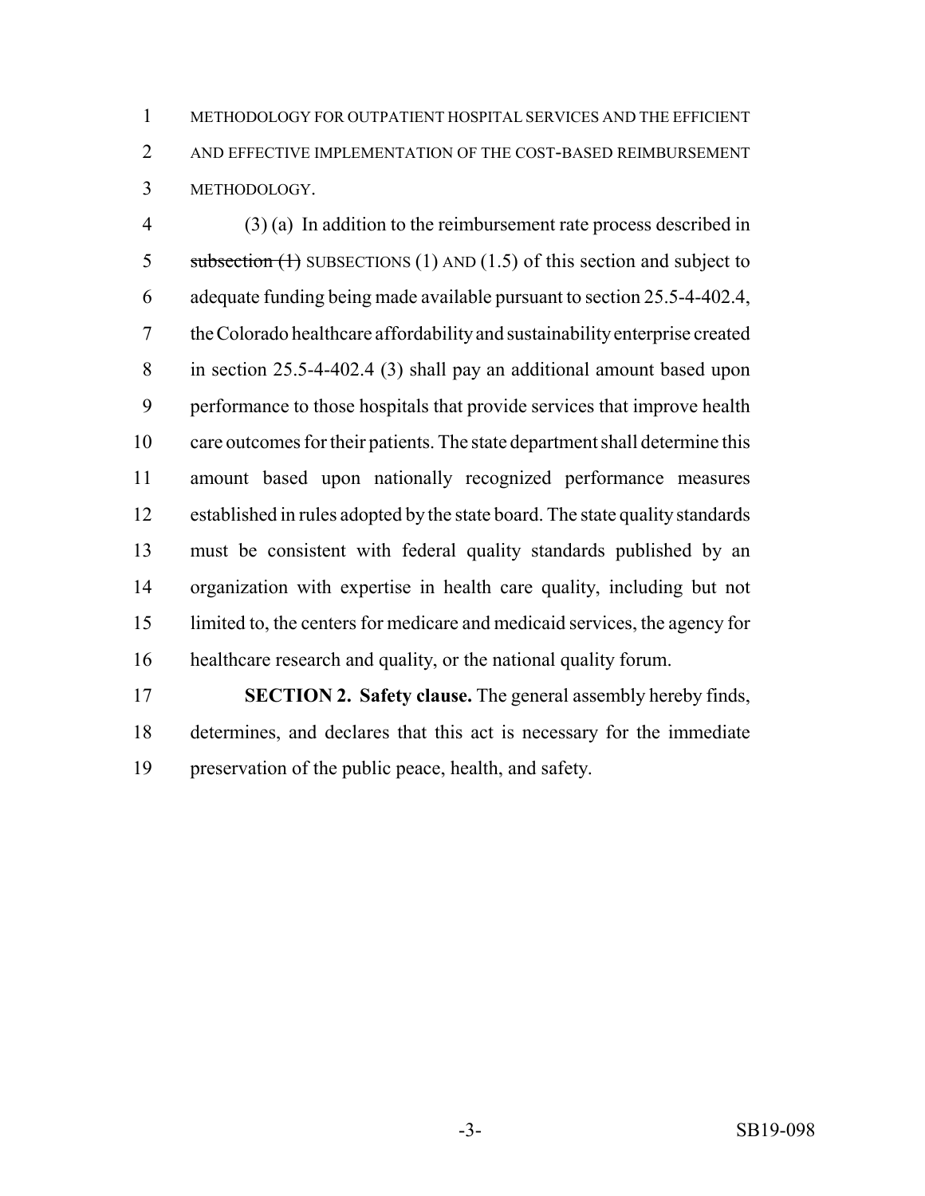METHODOLOGY FOR OUTPATIENT HOSPITAL SERVICES AND THE EFFICIENT AND EFFECTIVE IMPLEMENTATION OF THE COST-BASED REIMBURSEMENT METHODOLOGY.

(3) (a) In addition to the reimbursement rate process described in ~~subsection (1)~~ SUBSECTIONS (1) AND (1.5) of this section and subject to adequate funding being made available pursuant to section 25.5-4-402.4, the Colorado healthcare affordability and sustainability enterprise created in section 25.5-4-402.4 (3) shall pay an additional amount based upon performance to those hospitals that provide services that improve health care outcomes for their patients. The state department shall determine this amount based upon nationally recognized performance measures established in rules adopted by the state board. The state quality standards must be consistent with federal quality standards published by an organization with expertise in health care quality, including but not limited to, the centers for medicare and medicaid services, the agency for healthcare research and quality, or the national quality forum.

**SECTION 2. Safety clause.** The general assembly hereby finds, determines, and declares that this act is necessary for the immediate preservation of the public peace, health, and safety.